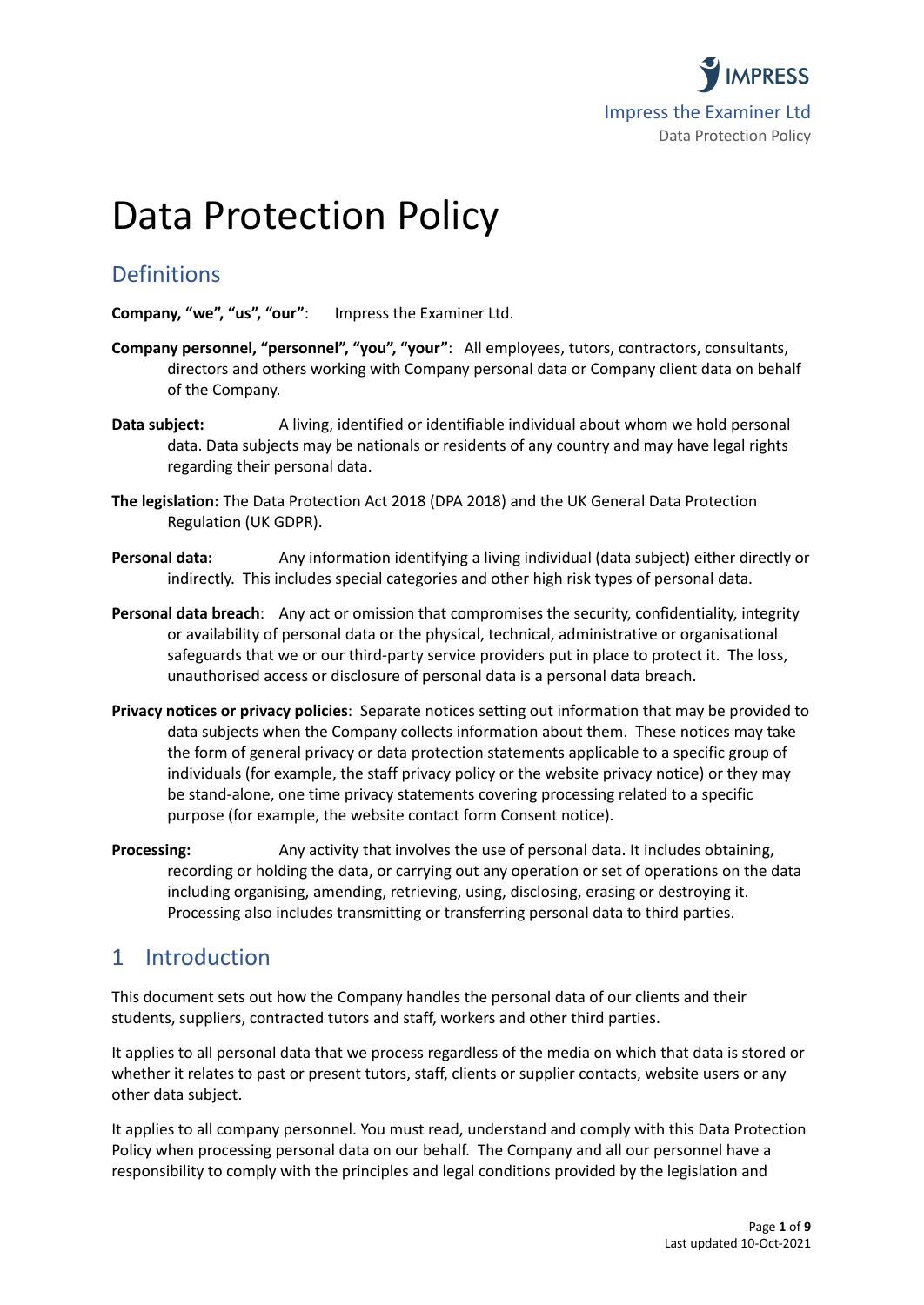# Data Protection Policy

## Definitions

**Company, "we", "us", "our"**: Impress the Examiner Ltd.

**Company personnel, "personnel", "you", "your"**: All employees, tutors, contractors, consultants, directors and others working with Company personal data or Company client data on behalf of the Company.

**Data subject:** A living, identified or identifiable individual about whom we hold personal data. Data subjects may be nationals or residents of any country and may have legal rights regarding their personal data.

**The legislation:** The Data Protection Act 2018 (DPA 2018) and the UK General Data Protection Regulation (UK GDPR).

**Personal data:** Any information identifying a living individual (data subject) either directly or indirectly. This includes special categories and other high risk types of personal data.

**Personal data breach**: Any act or omission that compromises the security, confidentiality, integrity or availability of personal data or the physical, technical, administrative or organisational safeguards that we or our third-party service providers put in place to protect it. The loss, unauthorised access or disclosure of personal data is a personal data breach.

**Privacy notices or privacy policies**: Separate notices setting out information that may be provided to data subjects when the Company collects information about them. These notices may take the form of general privacy or data protection statements applicable to a specific group of individuals (for example, the staff privacy policy or the website privacy notice) or they may be stand-alone, one time privacy statements covering processing related to a specific purpose (for example, the website contact form Consent notice).

**Processing:** Any activity that involves the use of personal data. It includes obtaining, recording or holding the data, or carrying out any operation or set of operations on the data including organising, amending, retrieving, using, disclosing, erasing or destroying it. Processing also includes transmitting or transferring personal data to third parties.

## 1 Introduction

This document sets out how the Company handles the personal data of our clients and their students, suppliers, contracted tutors and staff, workers and other third parties.

It applies to all personal data that we process regardless of the media on which that data is stored or whether it relates to past or present tutors, staff, clients or supplier contacts, website users or any other data subject.

It applies to all company personnel. You must read, understand and comply with this Data Protection Policy when processing personal data on our behalf. The Company and all our personnel have a responsibility to comply with the principles and legal conditions provided by the legislation and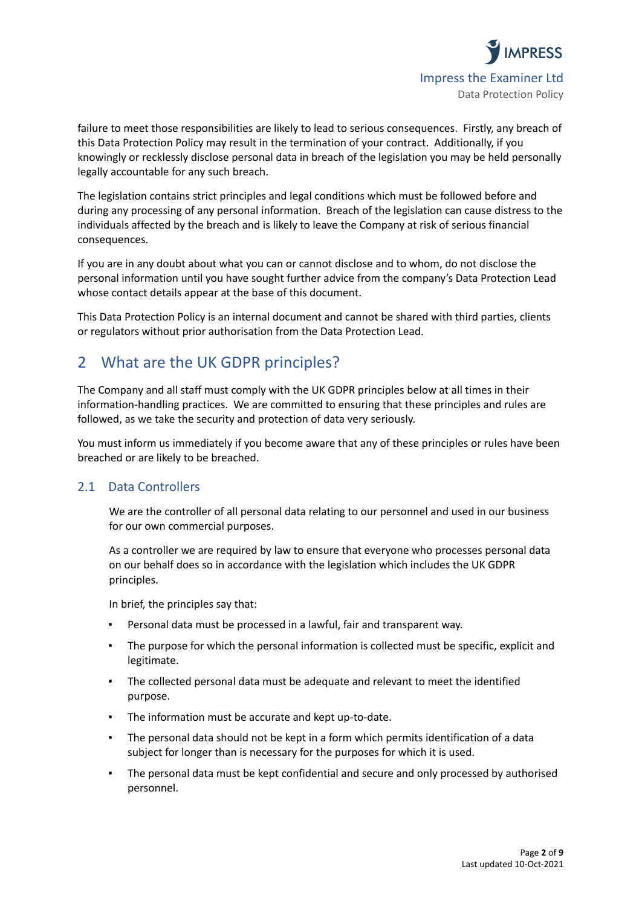failure to meet those responsibilities are likely to lead to serious consequences. Firstly, any breach of this Data Protection Policy may result in the termination of your contract. Additionally, if you knowingly or recklessly disclose personal data in breach of the legislation you may be held personally legally accountable for any such breach.

The legislation contains strict principles and legal conditions which must be followed before and during any processing of any personal information. Breach of the legislation can cause distress to the individuals affected by the breach and is likely to leave the Company at risk of serious financial consequences.

If you are in any doubt about what you can or cannot disclose and to whom, do not disclose the personal information until you have sought further advice from the company's Data Protection Lead whose contact details appear at the base of this document.

This Data Protection Policy is an internal document and cannot be shared with third parties, clients or regulators without prior authorisation from the Data Protection Lead.

# 2 What are the UK GDPR principles?

The Company and all staff must comply with the UK GDPR principles below at all times in their information-handling practices. We are committed to ensuring that these principles and rules are followed, as we take the security and protection of data very seriously.

You must inform us immediately if you become aware that any of these principles or rules have been breached or are likely to be breached.

## 2.1 Data Controllers

We are the controller of all personal data relating to our personnel and used in our business for our own commercial purposes.

As a controller we are required by law to ensure that everyone who processes personal data on our behalf does so in accordance with the legislation which includes the UK GDPR principles.

In brief, the principles say that:

- Personal data must be processed in a lawful, fair and transparent way.
- The purpose for which the personal information is collected must be specific, explicit and legitimate.
- The collected personal data must be adequate and relevant to meet the identified purpose.
- The information must be accurate and kept up-to-date.
- The personal data should not be kept in a form which permits identification of a data subject for longer than is necessary for the purposes for which it is used.
- The personal data must be kept confidential and secure and only processed by authorised personnel.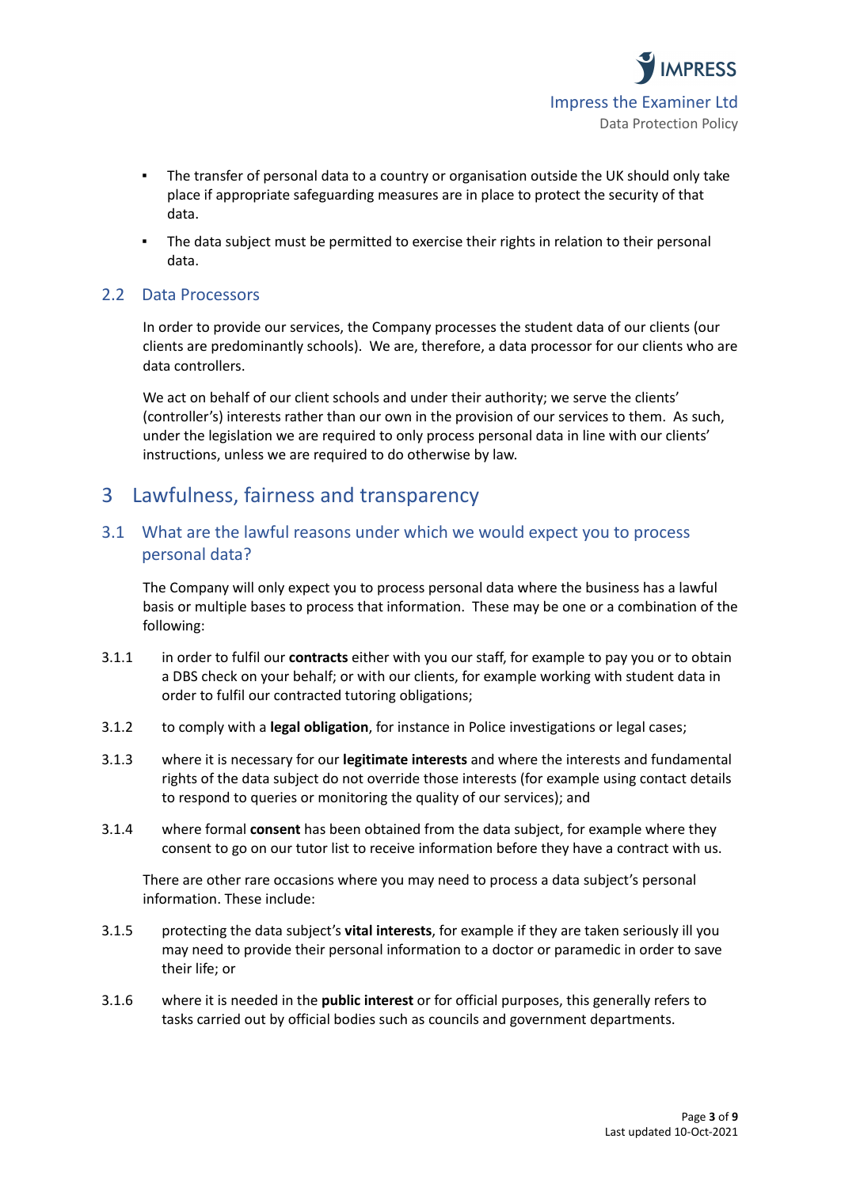- The transfer of personal data to a country or organisation outside the UK should only take place if appropriate safeguarding measures are in place to protect the security of that data.
- The data subject must be permitted to exercise their rights in relation to their personal data.

## 2.2 Data Processors

In order to provide our services, the Company processes the student data of our clients (our clients are predominantly schools). We are, therefore, a data processor for our clients who are data controllers.

We act on behalf of our client schools and under their authority; we serve the clients' (controller's) interests rather than our own in the provision of our services to them. As such, under the legislation we are required to only process personal data in line with our clients' instructions, unless we are required to do otherwise by law.

# 3 Lawfulness, fairness and transparency

## 3.1 What are the lawful reasons under which we would expect you to process personal data?

The Company will only expect you to process personal data where the business has a lawful basis or multiple bases to process that information. These may be one or a combination of the following:

3.1.1 in order to fulfil our **contracts** either with you our staff, for example to pay you or to obtain a DBS check on your behalf; or with our clients, for example working with student data in order to fulfil our contracted tutoring obligations;

3.1.2 to comply with a **legal obligation**, for instance in Police investigations or legal cases;

3.1.3 where it is necessary for our **legitimate interests** and where the interests and fundamental rights of the data subject do not override those interests (for example using contact details to respond to queries or monitoring the quality of our services); and

3.1.4 where formal **consent** has been obtained from the data subject, for example where they consent to go on our tutor list to receive information before they have a contract with us.

There are other rare occasions where you may need to process a data subject's personal information. These include:

3.1.5 protecting the data subject's **vital interests**, for example if they are taken seriously ill you may need to provide their personal information to a doctor or paramedic in order to save their life; or

3.1.6 where it is needed in the **public interest** or for official purposes, this generally refers to tasks carried out by official bodies such as councils and government departments.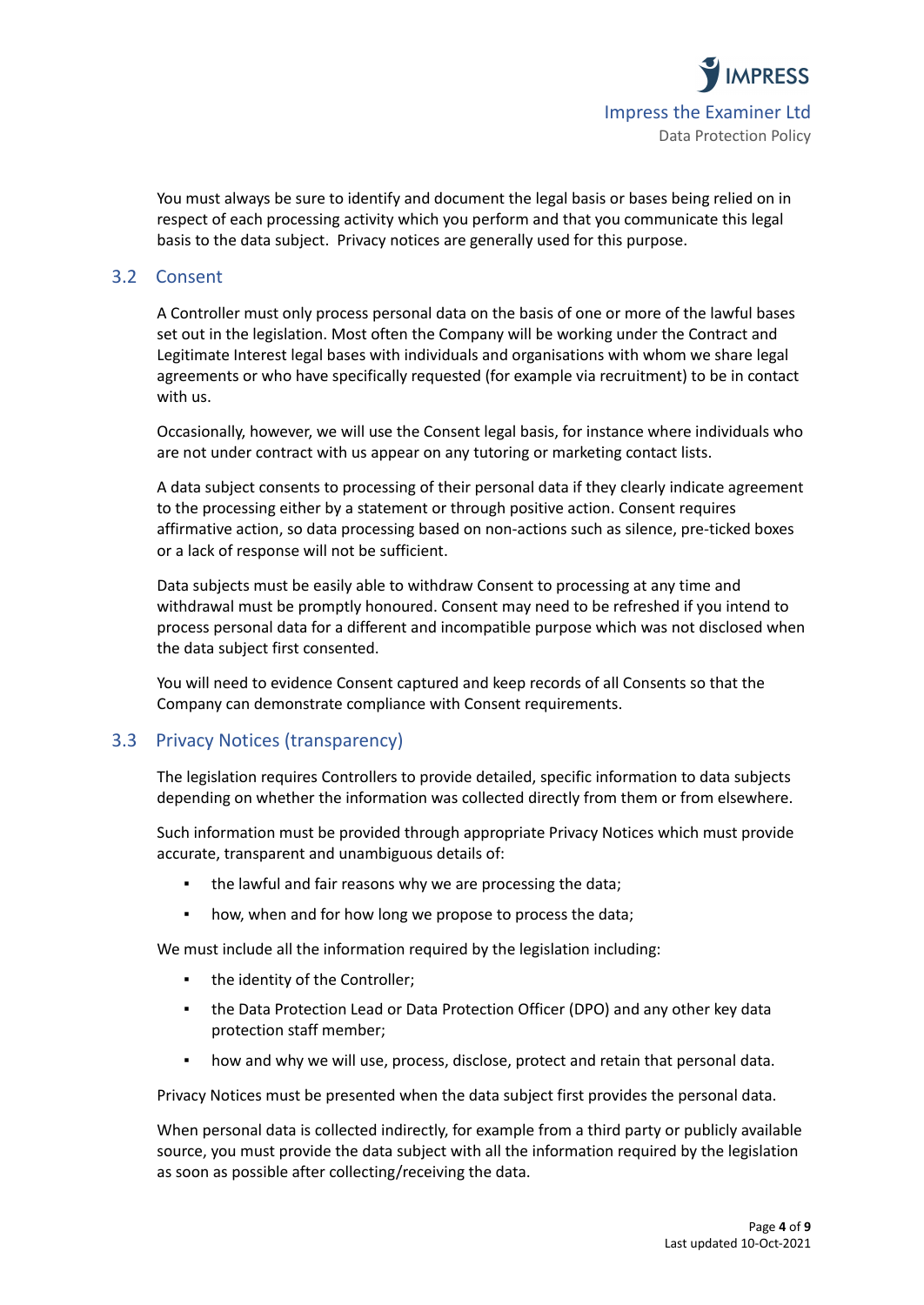You must always be sure to identify and document the legal basis or bases being relied on in respect of each processing activity which you perform and that you communicate this legal basis to the data subject. Privacy notices are generally used for this purpose.

## 3.2 Consent

A Controller must only process personal data on the basis of one or more of the lawful bases set out in the legislation. Most often the Company will be working under the Contract and Legitimate Interest legal bases with individuals and organisations with whom we share legal agreements or who have specifically requested (for example via recruitment) to be in contact with us.

Occasionally, however, we will use the Consent legal basis, for instance where individuals who are not under contract with us appear on any tutoring or marketing contact lists.

A data subject consents to processing of their personal data if they clearly indicate agreement to the processing either by a statement or through positive action. Consent requires affirmative action, so data processing based on non-actions such as silence, pre-ticked boxes or a lack of response will not be sufficient.

Data subjects must be easily able to withdraw Consent to processing at any time and withdrawal must be promptly honoured. Consent may need to be refreshed if you intend to process personal data for a different and incompatible purpose which was not disclosed when the data subject first consented.

You will need to evidence Consent captured and keep records of all Consents so that the Company can demonstrate compliance with Consent requirements.

## 3.3 Privacy Notices (transparency)

The legislation requires Controllers to provide detailed, specific information to data subjects depending on whether the information was collected directly from them or from elsewhere.

Such information must be provided through appropriate Privacy Notices which must provide accurate, transparent and unambiguous details of:

- the lawful and fair reasons why we are processing the data;
- how, when and for how long we propose to process the data;

We must include all the information required by the legislation including:

- the identity of the Controller;
- the Data Protection Lead or Data Protection Officer (DPO) and any other key data protection staff member;
- how and why we will use, process, disclose, protect and retain that personal data.

Privacy Notices must be presented when the data subject first provides the personal data.

When personal data is collected indirectly, for example from a third party or publicly available source, you must provide the data subject with all the information required by the legislation as soon as possible after collecting/receiving the data.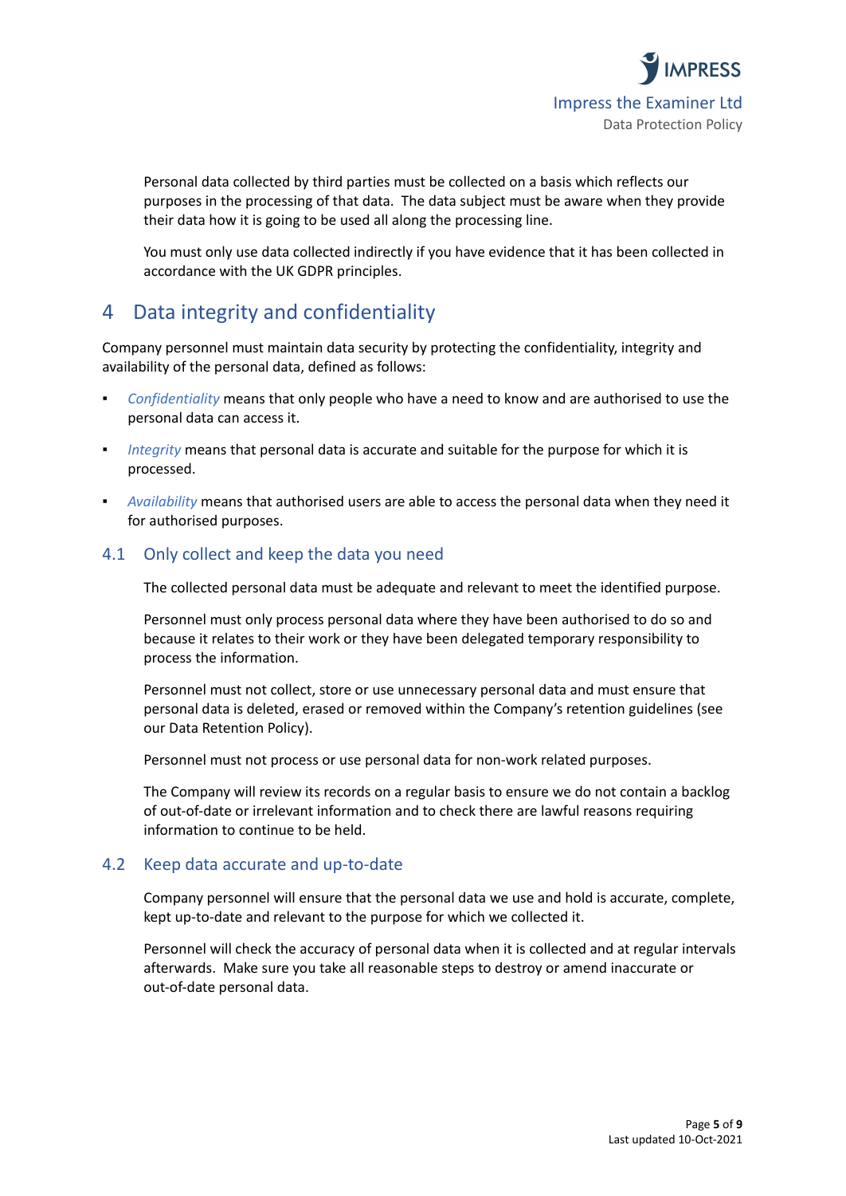Personal data collected by third parties must be collected on a basis which reflects our purposes in the processing of that data. The data subject must be aware when they provide their data how it is going to be used all along the processing line.

You must only use data collected indirectly if you have evidence that it has been collected in accordance with the UK GDPR principles.

# 4 Data integrity and confidentiality

Company personnel must maintain data security by protecting the confidentiality, integrity and availability of the personal data, defined as follows:

- *Confidentiality* means that only people who have a need to know and are authorised to use the personal data can access it.
- *Integrity* means that personal data is accurate and suitable for the purpose for which it is processed.
- *Availability* means that authorised users are able to access the personal data when they need it for authorised purposes.

## 4.1 Only collect and keep the data you need

The collected personal data must be adequate and relevant to meet the identified purpose.

Personnel must only process personal data where they have been authorised to do so and because it relates to their work or they have been delegated temporary responsibility to process the information.

Personnel must not collect, store or use unnecessary personal data and must ensure that personal data is deleted, erased or removed within the Company's retention guidelines (see our Data Retention Policy).

Personnel must not process or use personal data for non-work related purposes.

The Company will review its records on a regular basis to ensure we do not contain a backlog of out-of-date or irrelevant information and to check there are lawful reasons requiring information to continue to be held.

## 4.2 Keep data accurate and up-to-date

Company personnel will ensure that the personal data we use and hold is accurate, complete, kept up-to-date and relevant to the purpose for which we collected it.

Personnel will check the accuracy of personal data when it is collected and at regular intervals afterwards. Make sure you take all reasonable steps to destroy or amend inaccurate or out-of-date personal data.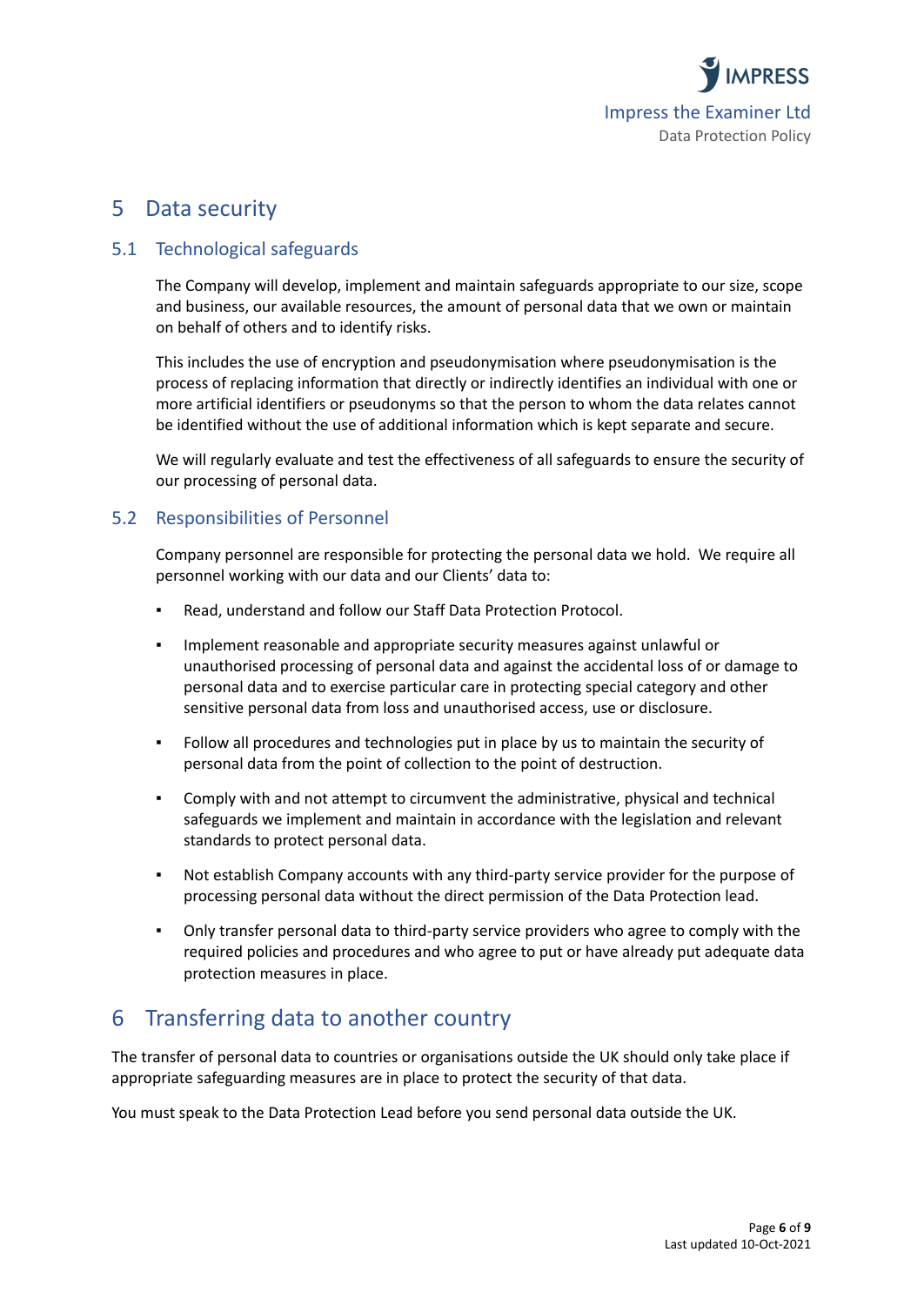# 5 Data security

## 5.1 Technological safeguards

The Company will develop, implement and maintain safeguards appropriate to our size, scope and business, our available resources, the amount of personal data that we own or maintain on behalf of others and to identify risks.

This includes the use of encryption and pseudonymisation where pseudonymisation is the process of replacing information that directly or indirectly identifies an individual with one or more artificial identifiers or pseudonyms so that the person to whom the data relates cannot be identified without the use of additional information which is kept separate and secure.

We will regularly evaluate and test the effectiveness of all safeguards to ensure the security of our processing of personal data.

## 5.2 Responsibilities of Personnel

Company personnel are responsible for protecting the personal data we hold. We require all personnel working with our data and our Clients' data to:

- Read, understand and follow our Staff Data Protection Protocol.
- Implement reasonable and appropriate security measures against unlawful or unauthorised processing of personal data and against the accidental loss of or damage to personal data and to exercise particular care in protecting special category and other sensitive personal data from loss and unauthorised access, use or disclosure.
- Follow all procedures and technologies put in place by us to maintain the security of personal data from the point of collection to the point of destruction.
- Comply with and not attempt to circumvent the administrative, physical and technical safeguards we implement and maintain in accordance with the legislation and relevant standards to protect personal data.
- Not establish Company accounts with any third-party service provider for the purpose of processing personal data without the direct permission of the Data Protection lead.
- Only transfer personal data to third-party service providers who agree to comply with the required policies and procedures and who agree to put or have already put adequate data protection measures in place.

# 6 Transferring data to another country

The transfer of personal data to countries or organisations outside the UK should only take place if appropriate safeguarding measures are in place to protect the security of that data.

You must speak to the Data Protection Lead before you send personal data outside the UK.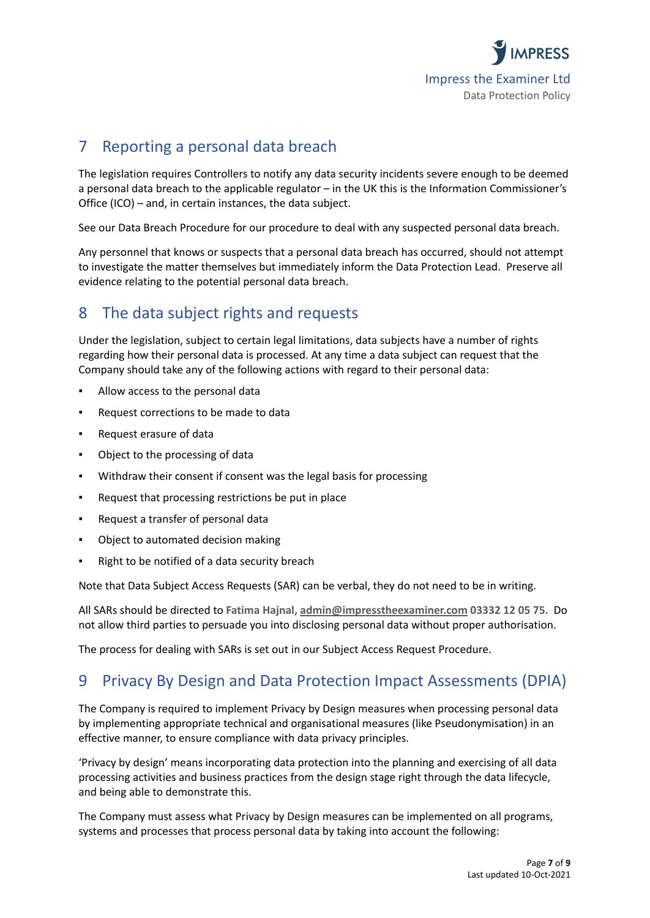## 7 Reporting a personal data breach

The legislation requires Controllers to notify any data security incidents severe enough to be deemed a personal data breach to the applicable regulator – in the UK this is the Information Commissioner's Office (ICO) – and, in certain instances, the data subject.

See our Data Breach Procedure for our procedure to deal with any suspected personal data breach.

Any personnel that knows or suspects that a personal data breach has occurred, should not attempt to investigate the matter themselves but immediately inform the Data Protection Lead. Preserve all evidence relating to the potential personal data breach.

## 8 The data subject rights and requests

Under the legislation, subject to certain legal limitations, data subjects have a number of rights regarding how their personal data is processed. At any time a data subject can request that the Company should take any of the following actions with regard to their personal data:

- Allow access to the personal data
- Request corrections to be made to data
- Request erasure of data
- Object to the processing of data
- Withdraw their consent if consent was the legal basis for processing
- Request that processing restrictions be put in place
- Request a transfer of personal data
- Object to automated decision making
- Right to be notified of a data security breach

Note that Data Subject Access Requests (SAR) can be verbal, they do not need to be in writing.

All SARs should be directed to **Fatima Hajnal, admin@impresstheexaminer.com 03332 12 05 75**. Do not allow third parties to persuade you into disclosing personal data without proper authorisation.

The process for dealing with SARs is set out in our Subject Access Request Procedure.

## 9 Privacy By Design and Data Protection Impact Assessments (DPIA)

The Company is required to implement Privacy by Design measures when processing personal data by implementing appropriate technical and organisational measures (like Pseudonymisation) in an effective manner, to ensure compliance with data privacy principles.

'Privacy by design' means incorporating data protection into the planning and exercising of all data processing activities and business practices from the design stage right through the data lifecycle, and being able to demonstrate this.

The Company must assess what Privacy by Design measures can be implemented on all programs, systems and processes that process personal data by taking into account the following: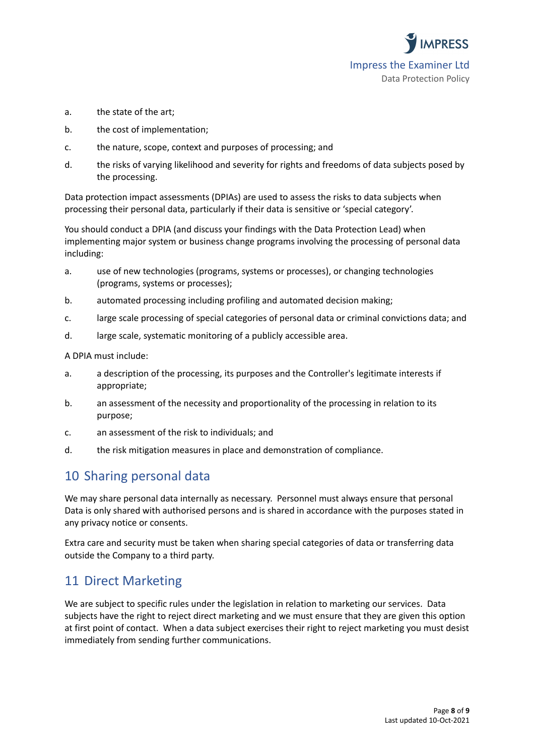a. the state of the art;

b. the cost of implementation;

c. the nature, scope, context and purposes of processing; and

d. the risks of varying likelihood and severity for rights and freedoms of data subjects posed by the processing.

Data protection impact assessments (DPIAs) are used to assess the risks to data subjects when processing their personal data, particularly if their data is sensitive or 'special category'.

You should conduct a DPIA (and discuss your findings with the Data Protection Lead) when implementing major system or business change programs involving the processing of personal data including:

a. use of new technologies (programs, systems or processes), or changing technologies (programs, systems or processes);

b. automated processing including profiling and automated decision making;

c. large scale processing of special categories of personal data or criminal convictions data; and

d. large scale, systematic monitoring of a publicly accessible area.

A DPIA must include:

a. a description of the processing, its purposes and the Controller's legitimate interests if appropriate;

b. an assessment of the necessity and proportionality of the processing in relation to its purpose;

c. an assessment of the risk to individuals; and

d. the risk mitigation measures in place and demonstration of compliance.

## 10 Sharing personal data

We may share personal data internally as necessary. Personnel must always ensure that personal Data is only shared with authorised persons and is shared in accordance with the purposes stated in any privacy notice or consents.

Extra care and security must be taken when sharing special categories of data or transferring data outside the Company to a third party.

## 11 Direct Marketing

We are subject to specific rules under the legislation in relation to marketing our services. Data subjects have the right to reject direct marketing and we must ensure that they are given this option at first point of contact. When a data subject exercises their right to reject marketing you must desist immediately from sending further communications.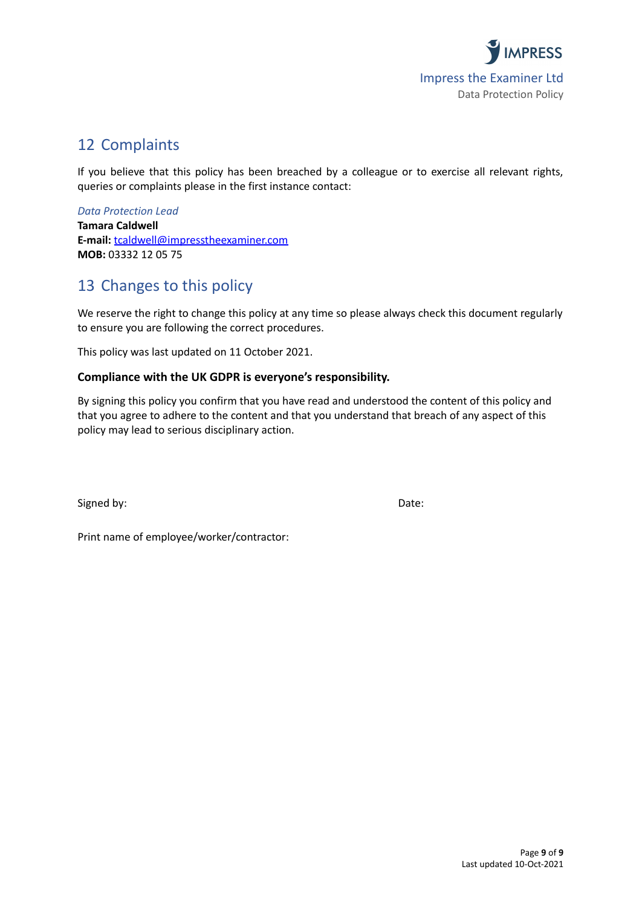## 12 Complaints

If you believe that this policy has been breached by a colleague or to exercise all relevant rights, queries or complaints please in the first instance contact:

*Data Protection Lead*
**Tamara Caldwell**
**E-mail:** tcaldwell@impresstheexaminer.com
**MOB:** 03332 12 05 75

## 13 Changes to this policy

We reserve the right to change this policy at any time so please always check this document regularly to ensure you are following the correct procedures.

This policy was last updated on 11 October 2021.

### Compliance with the UK GDPR is everyone's responsibility.

By signing this policy you confirm that you have read and understood the content of this policy and that you agree to adhere to the content and that you understand that breach of any aspect of this policy may lead to serious disciplinary action.

Signed by: Date:

Print name of employee/worker/contractor: